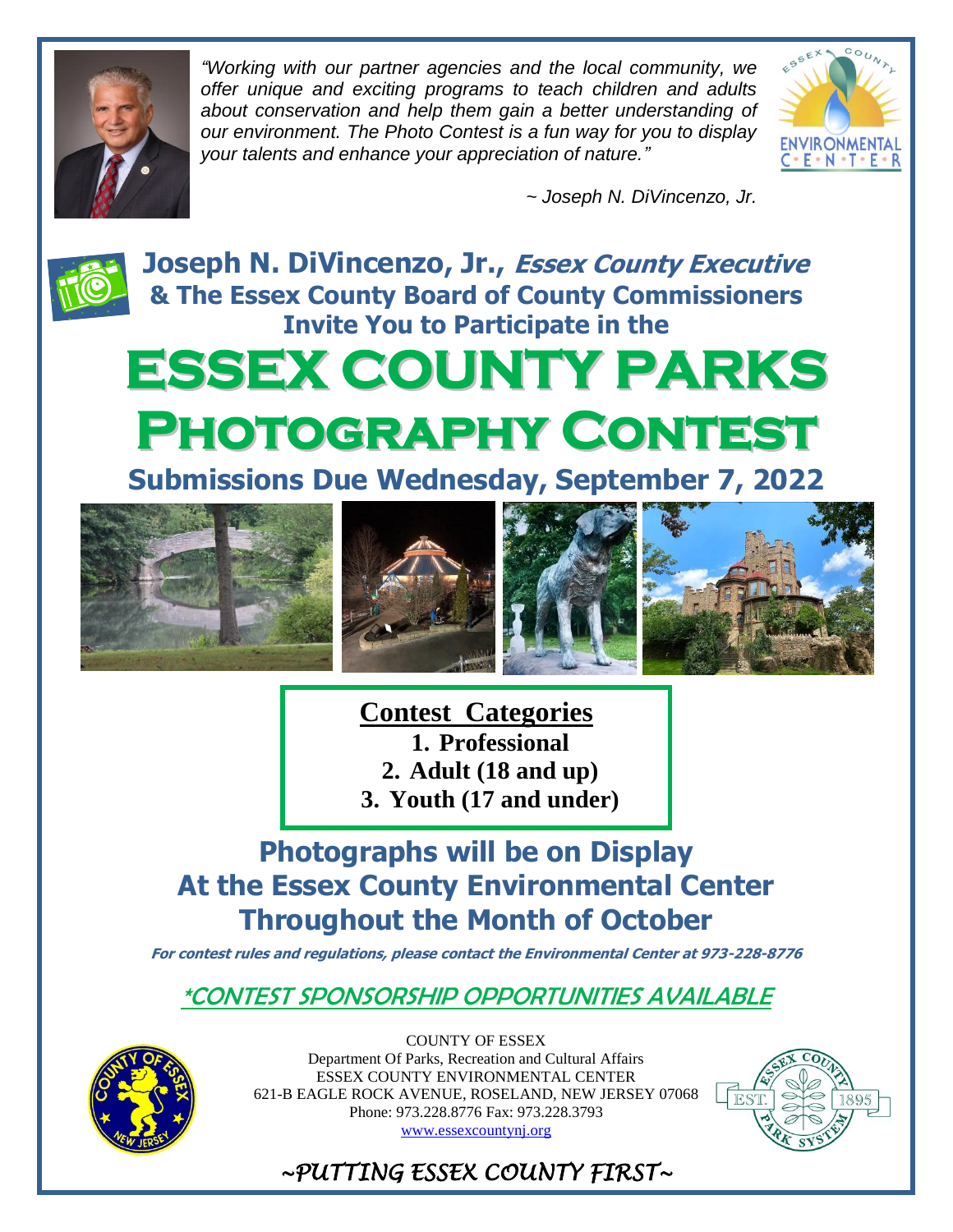*"Working with our partner agencies and the local community, we offer unique and exciting programs to teach children and adults about conservation and help them gain a better understanding of our environment. The Photo Contest is a fun way for you to display your talents and enhance your appreciation of nature."*

*~ Joseph N. DiVincenzo, Jr.*

**Joseph N. DiVincenzo, Jr., *Essex County Executive***
**& The Essex County Board of County Commissioners**
**Invite You to Participate in the**

# ESSEX COUNTY PARKS PHOTOGRAPHY CONTEST

## Submissions Due Wednesday, September 7, 2022

**Contest Categories**

1. **Professional**
2. **Adult (18 and up)**
3. **Youth (17 and under)**

## Photographs will be on Display At the Essex County Environmental Center Throughout the Month of October

***For contest rules and regulations, please contact the Environmental Center at 973-228-8776***

*\*CONTEST SPONSORSHIP OPPORTUNITIES AVAILABLE*

COUNTY OF ESSEX
Department Of Parks, Recreation and Cultural Affairs
ESSEX COUNTY ENVIRONMENTAL CENTER
621-B EAGLE ROCK AVENUE, ROSELAND, NEW JERSEY 07068
Phone: 973.228.8776 Fax: 973.228.3793
www.essexcountynj.org

*~PUTTING ESSEX COUNTY FIRST~*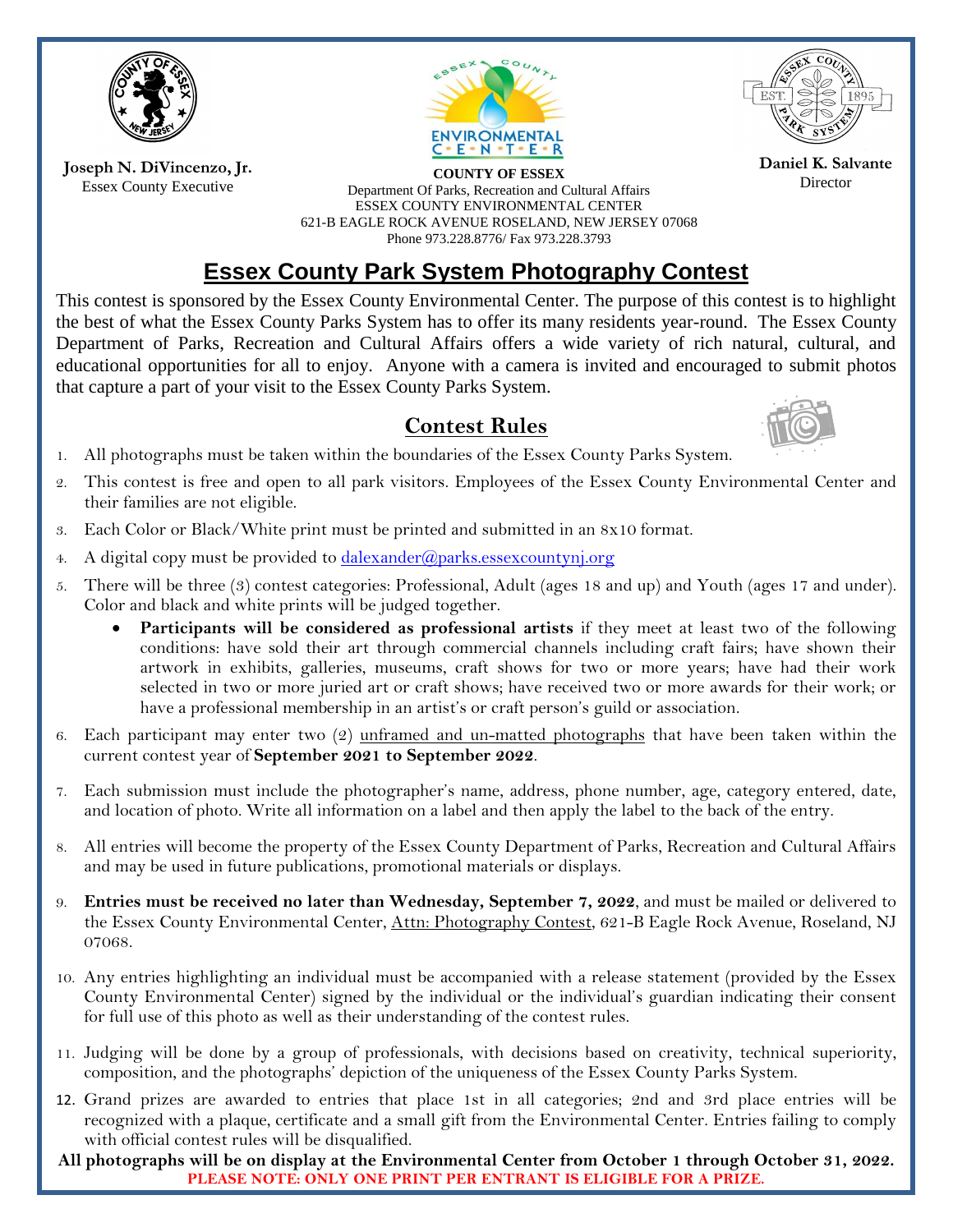Joseph N. DiVincenzo, Jr.
Essex County Executive

**COUNTY OF ESSEX**
Department Of Parks, Recreation and Cultural Affairs
ESSEX COUNTY ENVIRONMENTAL CENTER
621-B EAGLE ROCK AVENUE ROSELAND, NEW JERSEY 07068
Phone 973.228.8776/ Fax 973.228.3793

**Daniel K. Salvante**
Director

# Essex County Park System Photography Contest

This contest is sponsored by the Essex County Environmental Center. The purpose of this contest is to highlight the best of what the Essex County Parks System has to offer its many residents year-round. The Essex County Department of Parks, Recreation and Cultural Affairs offers a wide variety of rich natural, cultural, and educational opportunities for all to enjoy. Anyone with a camera is invited and encouraged to submit photos that capture a part of your visit to the Essex County Parks System.

## Contest Rules

1. All photographs must be taken within the boundaries of the Essex County Parks System.
2. This contest is free and open to all park visitors. Employees of the Essex County Environmental Center and their families are not eligible.
3. Each Color or Black/White print must be printed and submitted in an 8x10 format.
4. A digital copy must be provided to dalexander@parks.essexcountynj.org
5. There will be three (3) contest categories: Professional, Adult (ages 18 and up) and Youth (ages 17 and under). Color and black and white prints will be judged together.
   - **Participants will be considered as professional artists** if they meet at least two of the following conditions: have sold their art through commercial channels including craft fairs; have shown their artwork in exhibits, galleries, museums, craft shows for two or more years; have had their work selected in two or more juried art or craft shows; have received two or more awards for their work; or have a professional membership in an artist's or craft person's guild or association.
6. Each participant may enter two (2) unframed and un-matted photographs that have been taken within the current contest year of **September 2021 to September 2022**.
7. Each submission must include the photographer's name, address, phone number, age, category entered, date, and location of photo. Write all information on a label and then apply the label to the back of the entry.
8. All entries will become the property of the Essex County Department of Parks, Recreation and Cultural Affairs and may be used in future publications, promotional materials or displays.
9. **Entries must be received no later than Wednesday, September 7, 2022**, and must be mailed or delivered to the Essex County Environmental Center, Attn: Photography Contest, 621-B Eagle Rock Avenue, Roseland, NJ 07068.
10. Any entries highlighting an individual must be accompanied with a release statement (provided by the Essex County Environmental Center) signed by the individual or the individual's guardian indicating their consent for full use of this photo as well as their understanding of the contest rules.
11. Judging will be done by a group of professionals, with decisions based on creativity, technical superiority, composition, and the photographs' depiction of the uniqueness of the Essex County Parks System.
12. Grand prizes are awarded to entries that place 1st in all categories; 2nd and 3rd place entries will be recognized with a plaque, certificate and a small gift from the Environmental Center. Entries failing to comply with official contest rules will be disqualified.

**All photographs will be on display at the Environmental Center from October 1 through October 31, 2022.**

**PLEASE NOTE: ONLY ONE PRINT PER ENTRANT IS ELIGIBLE FOR A PRIZE.**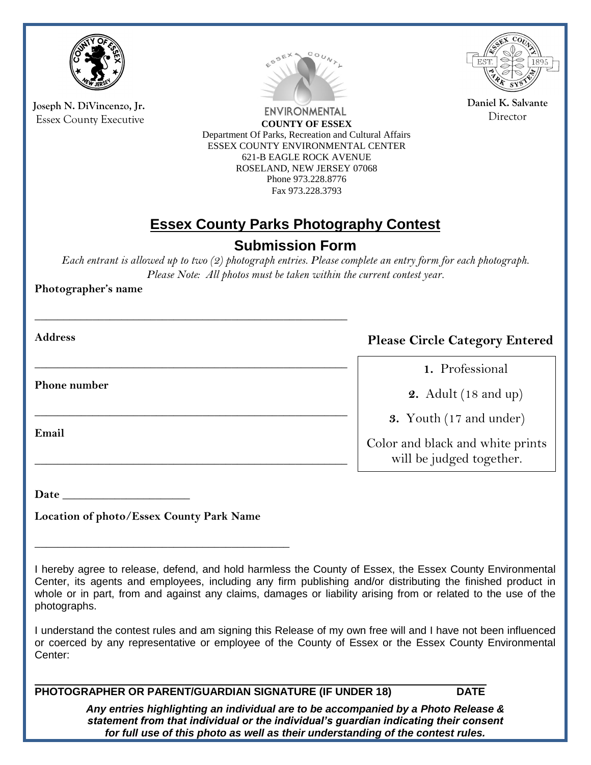Joseph N. DiVincenzo, Jr.
Essex County Executive

ENVIRONMENTAL

**COUNTY OF ESSEX**
Department Of Parks, Recreation and Cultural Affairs
ESSEX COUNTY ENVIRONMENTAL CENTER
621-B EAGLE ROCK AVENUE
ROSELAND, NEW JERSEY 07068
Phone 973.228.8776
Fax 973.228.3793

Daniel K. Salvante
Director

# Essex County Parks Photography Contest

## Submission Form

*Each entrant is allowed up to two (2) photograph entries. Please complete an entry form for each photograph.*
*Please Note: All photos must be taken within the current contest year.*

**Photographer's name**

\_\_\_\_\_\_\_\_\_\_\_\_\_\_\_\_\_\_\_\_\_\_\_\_\_\_\_\_\_\_\_\_\_\_\_\_\_\_\_\_\_\_\_\_\_\_\_\_

**Address**

\_\_\_\_\_\_\_\_\_\_\_\_\_\_\_\_\_\_\_\_\_\_\_\_\_\_\_\_\_\_\_\_\_\_\_\_\_\_\_\_\_\_\_\_\_\_\_\_

**Phone number**

\_\_\_\_\_\_\_\_\_\_\_\_\_\_\_\_\_\_\_\_\_\_\_\_\_\_\_\_\_\_\_\_\_\_\_\_\_\_\_\_\_\_\_\_\_\_\_\_

**Email**

\_\_\_\_\_\_\_\_\_\_\_\_\_\_\_\_\_\_\_\_\_\_\_\_\_\_\_\_\_\_\_\_\_\_\_\_\_\_\_\_\_\_\_\_\_\_\_\_

**Please Circle Category Entered**

1. Professional
2. Adult (18 and up)
3. Youth (17 and under)

Color and black and white prints will be judged together.

**Date** \_\_\_\_\_\_\_\_\_\_\_\_\_\_\_\_\_\_\_\_

**Location of photo/Essex County Park Name**

\_\_\_\_\_\_\_\_\_\_\_\_\_\_\_\_\_\_\_\_\_\_\_\_\_\_\_\_\_\_\_\_\_\_\_\_\_\_\_\_

I hereby agree to release, defend, and hold harmless the County of Essex, the Essex County Environmental Center, its agents and employees, including any firm publishing and/or distributing the finished product in whole or in part, from and against any claims, damages or liability arising from or related to the use of the photographs.

I understand the contest rules and am signing this Release of my own free will and I have not been influenced or coerced by any representative or employee of the County of Essex or the Essex County Environmental Center:

\_\_\_\_\_\_\_\_\_\_\_\_\_\_\_\_\_\_\_\_\_\_\_\_\_\_\_\_\_\_\_\_\_\_\_\_\_\_\_\_\_\_\_\_\_\_\_\_\_\_\_\_\_\_\_\_\_\_\_\_\_\_\_\_\_\_\_\_\_\_

**PHOTOGRAPHER OR PARENT/GUARDIAN SIGNATURE (IF UNDER 18) DATE**

***Any entries highlighting an individual are to be accompanied by a Photo Release & statement from that individual or the individual's guardian indicating their consent for full use of this photo as well as their understanding of the contest rules.***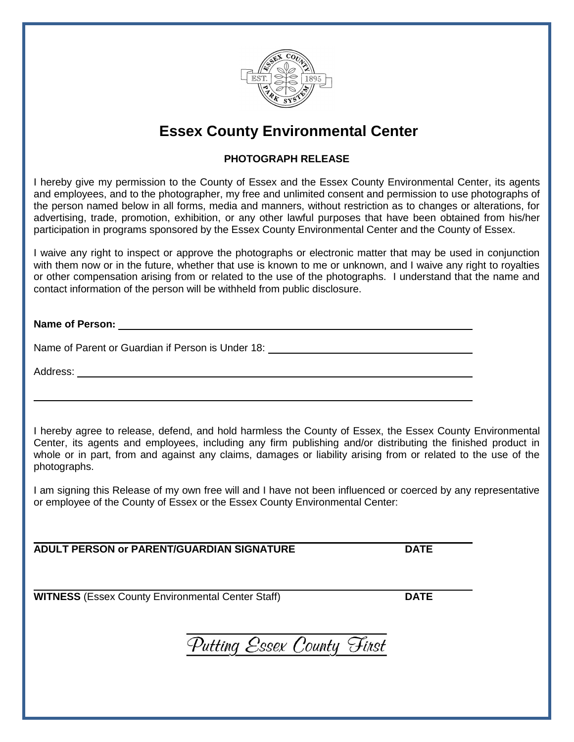# Essex County Environmental Center

**PHOTOGRAPH RELEASE**

I hereby give my permission to the County of Essex and the Essex County Environmental Center, its agents and employees, and to the photographer, my free and unlimited consent and permission to use photographs of the person named below in all forms, media and manners, without restriction as to changes or alterations, for advertising, trade, promotion, exhibition, or any other lawful purposes that have been obtained from his/her participation in programs sponsored by the Essex County Environmental Center and the County of Essex.

I waive any right to inspect or approve the photographs or electronic matter that may be used in conjunction with them now or in the future, whether that use is known to me or unknown, and I waive any right to royalties or other compensation arising from or related to the use of the photographs. I understand that the name and contact information of the person will be withheld from public disclosure.

**Name of Person:** ______________________________________________

Name of Parent or Guardian if Person is Under 18: ______________________________

Address: ______________________________________________

______________________________________________

I hereby agree to release, defend, and hold harmless the County of Essex, the Essex County Environmental Center, its agents and employees, including any firm publishing and/or distributing the finished product in whole or in part, from and against any claims, damages or liability arising from or related to the use of the photographs.

I am signing this Release of my own free will and I have not been influenced or coerced by any representative or employee of the County of Essex or the Essex County Environmental Center:

______________________________________________

**ADULT PERSON or PARENT/GUARDIAN SIGNATURE** **DATE**

______________________________________________

**WITNESS** (Essex County Environmental Center Staff) **DATE**

*Putting Essex County First*